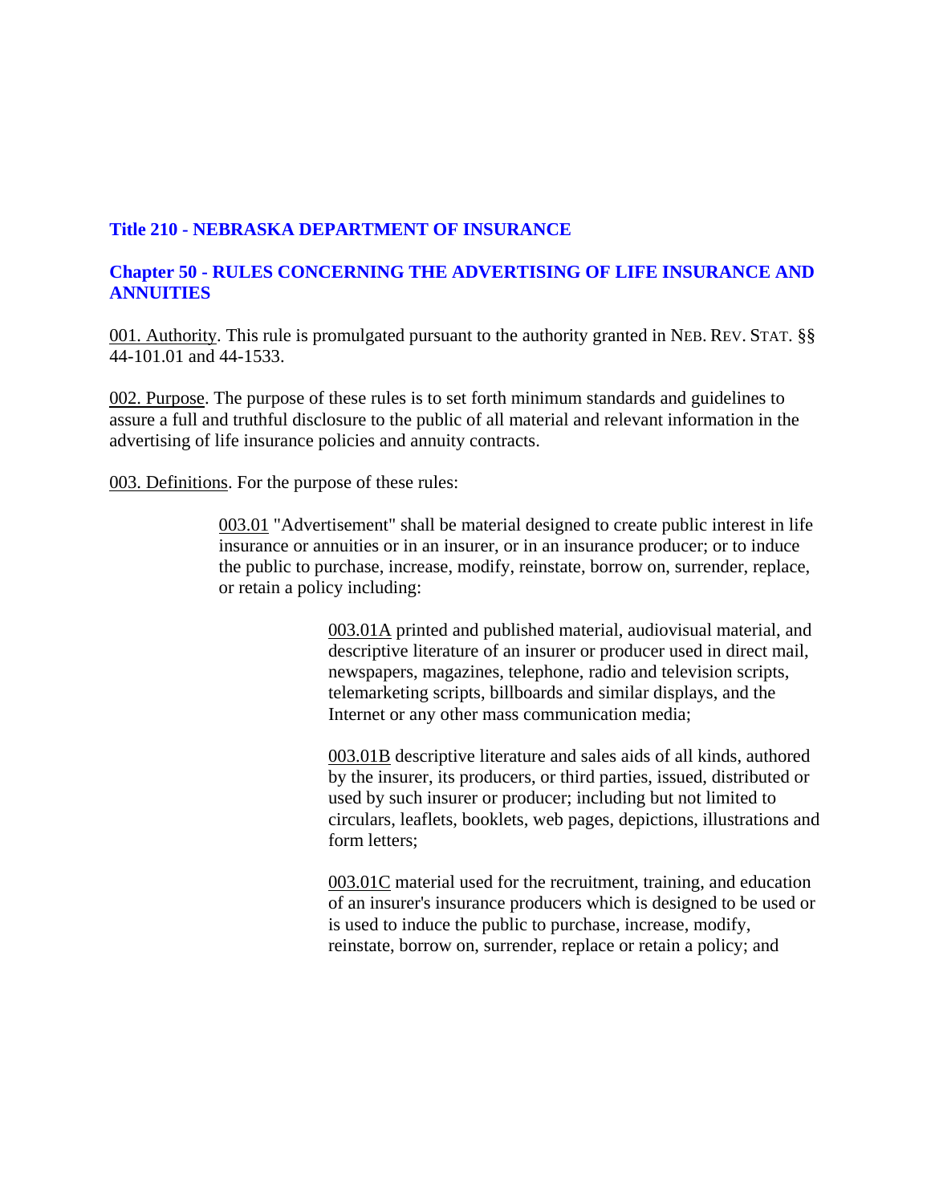# Title 210 - NEBRASKA DEPARTMENT OF INSURANCE

## Chapter 50 - RULES CONCERNING THE ADVERTISING OF LIFE INSURANCE AND ANNUITIES

001. Authority. This rule is promulgated pursuant to the authority granted in NEB. REV. STAT. §§ 44-101.01 and 44-1533.

002. Purpose. The purpose of these rules is to set forth minimum standards and guidelines to assure a full and truthful disclosure to the public of all material and relevant information in the advertising of life insurance policies and annuity contracts.

003. Definitions. For the purpose of these rules:

> 003.01 "Advertisement" shall be material designed to create public interest in life insurance or annuities or in an insurer, or in an insurance producer; or to induce the public to purchase, increase, modify, reinstate, borrow on, surrender, replace, or retain a policy including:
>
> > 003.01A printed and published material, audiovisual material, and descriptive literature of an insurer or producer used in direct mail, newspapers, magazines, telephone, radio and television scripts, telemarketing scripts, billboards and similar displays, and the Internet or any other mass communication media;
> >
> > 003.01B descriptive literature and sales aids of all kinds, authored by the insurer, its producers, or third parties, issued, distributed or used by such insurer or producer; including but not limited to circulars, leaflets, booklets, web pages, depictions, illustrations and form letters;
> >
> > 003.01C material used for the recruitment, training, and education of an insurer's insurance producers which is designed to be used or is used to induce the public to purchase, increase, modify, reinstate, borrow on, surrender, replace or retain a policy; and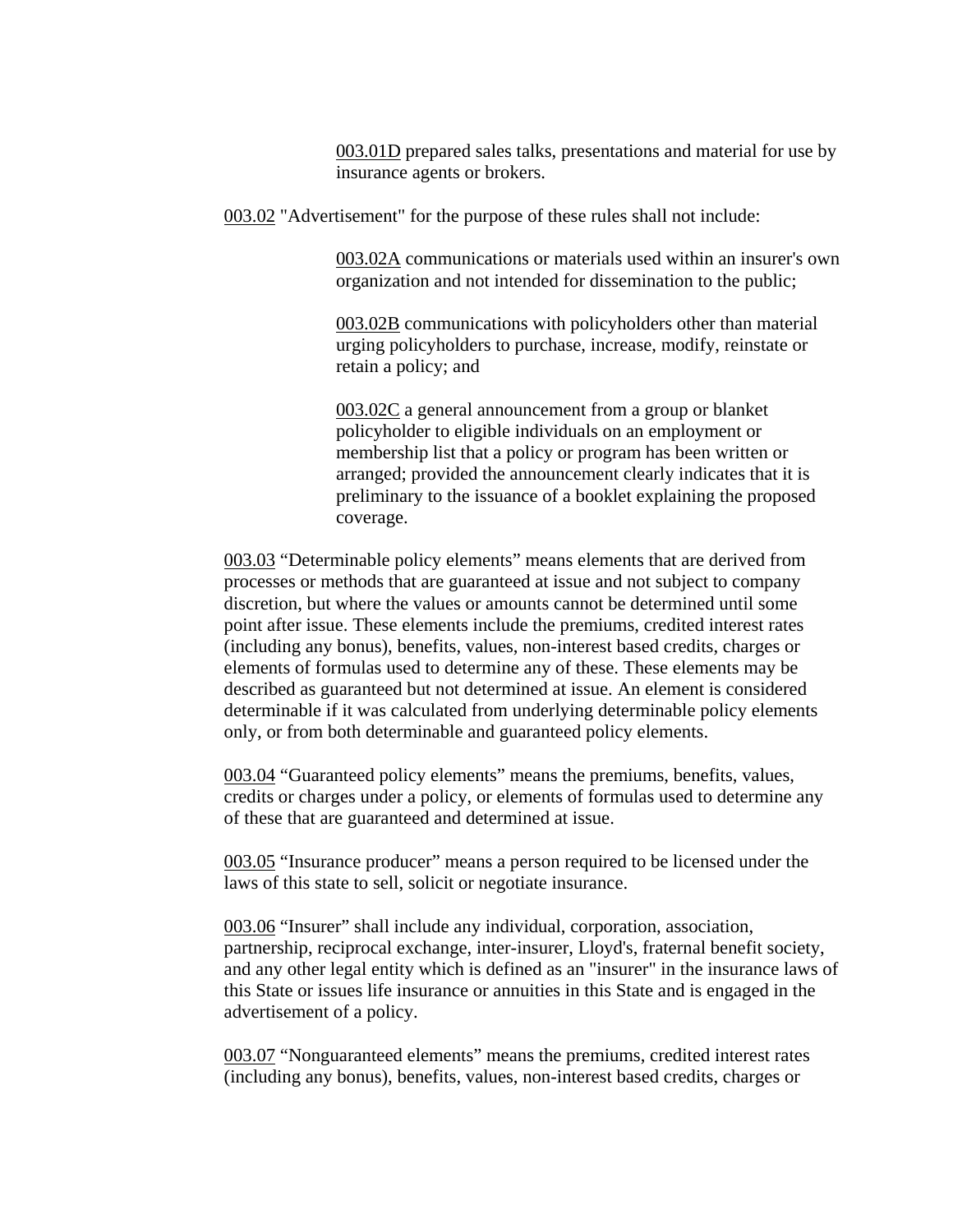<u>003.01D</u> prepared sales talks, presentations and material for use by insurance agents or brokers.

<u>003.02</u> "Advertisement" for the purpose of these rules shall not include:

<u>003.02A</u> communications or materials used within an insurer's own organization and not intended for dissemination to the public;

<u>003.02B</u> communications with policyholders other than material urging policyholders to purchase, increase, modify, reinstate or retain a policy; and

<u>003.02C</u> a general announcement from a group or blanket policyholder to eligible individuals on an employment or membership list that a policy or program has been written or arranged; provided the announcement clearly indicates that it is preliminary to the issuance of a booklet explaining the proposed coverage.

<u>003.03</u> “Determinable policy elements” means elements that are derived from processes or methods that are guaranteed at issue and not subject to company discretion, but where the values or amounts cannot be determined until some point after issue. These elements include the premiums, credited interest rates (including any bonus), benefits, values, non-interest based credits, charges or elements of formulas used to determine any of these. These elements may be described as guaranteed but not determined at issue. An element is considered determinable if it was calculated from underlying determinable policy elements only, or from both determinable and guaranteed policy elements.

<u>003.04</u> “Guaranteed policy elements” means the premiums, benefits, values, credits or charges under a policy, or elements of formulas used to determine any of these that are guaranteed and determined at issue.

<u>003.05</u> “Insurance producer” means a person required to be licensed under the laws of this state to sell, solicit or negotiate insurance.

<u>003.06</u> “Insurer” shall include any individual, corporation, association, partnership, reciprocal exchange, inter-insurer, Lloyd's, fraternal benefit society, and any other legal entity which is defined as an "insurer" in the insurance laws of this State or issues life insurance or annuities in this State and is engaged in the advertisement of a policy.

<u>003.07</u> “Nonguaranteed elements” means the premiums, credited interest rates (including any bonus), benefits, values, non-interest based credits, charges or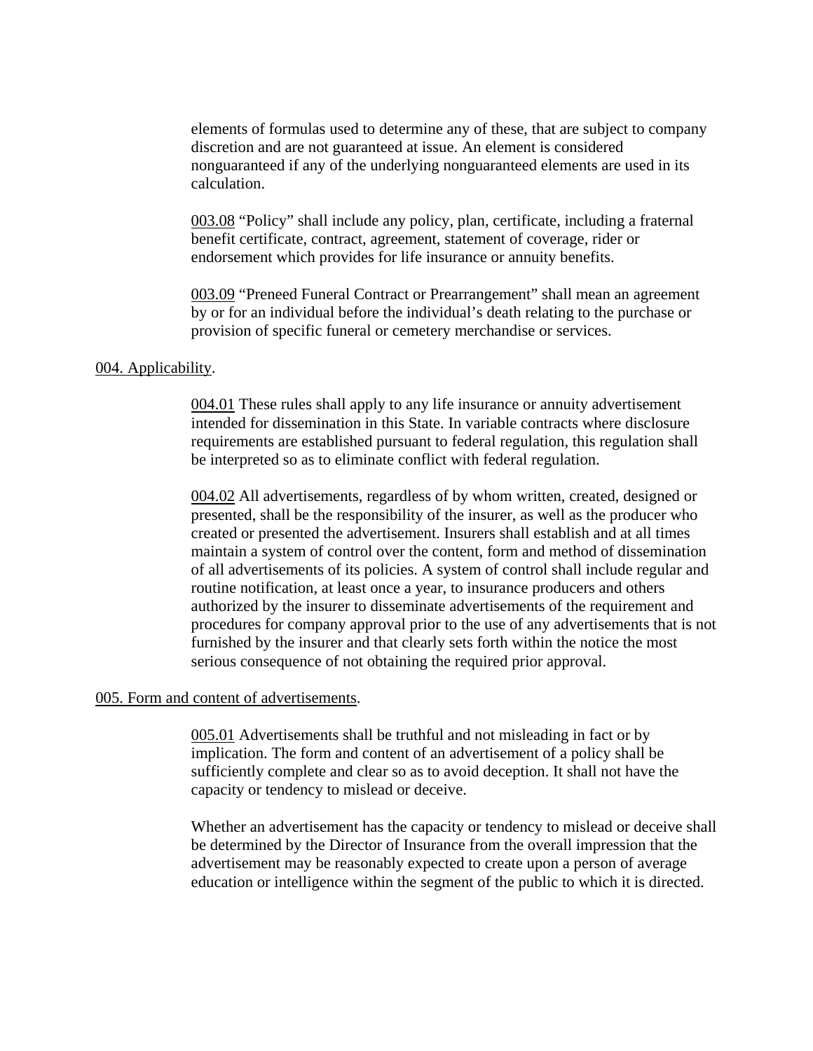elements of formulas used to determine any of these, that are subject to company discretion and are not guaranteed at issue. An element is considered nonguaranteed if any of the underlying nonguaranteed elements are used in its calculation.

003.08 "Policy" shall include any policy, plan, certificate, including a fraternal benefit certificate, contract, agreement, statement of coverage, rider or endorsement which provides for life insurance or annuity benefits.

003.09 "Preneed Funeral Contract or Prearrangement" shall mean an agreement by or for an individual before the individual's death relating to the purchase or provision of specific funeral or cemetery merchandise or services.

004. Applicability.

004.01 These rules shall apply to any life insurance or annuity advertisement intended for dissemination in this State. In variable contracts where disclosure requirements are established pursuant to federal regulation, this regulation shall be interpreted so as to eliminate conflict with federal regulation.

004.02 All advertisements, regardless of by whom written, created, designed or presented, shall be the responsibility of the insurer, as well as the producer who created or presented the advertisement. Insurers shall establish and at all times maintain a system of control over the content, form and method of dissemination of all advertisements of its policies. A system of control shall include regular and routine notification, at least once a year, to insurance producers and others authorized by the insurer to disseminate advertisements of the requirement and procedures for company approval prior to the use of any advertisements that is not furnished by the insurer and that clearly sets forth within the notice the most serious consequence of not obtaining the required prior approval.

005. Form and content of advertisements.

005.01 Advertisements shall be truthful and not misleading in fact or by implication. The form and content of an advertisement of a policy shall be sufficiently complete and clear so as to avoid deception. It shall not have the capacity or tendency to mislead or deceive.

Whether an advertisement has the capacity or tendency to mislead or deceive shall be determined by the Director of Insurance from the overall impression that the advertisement may be reasonably expected to create upon a person of average education or intelligence within the segment of the public to which it is directed.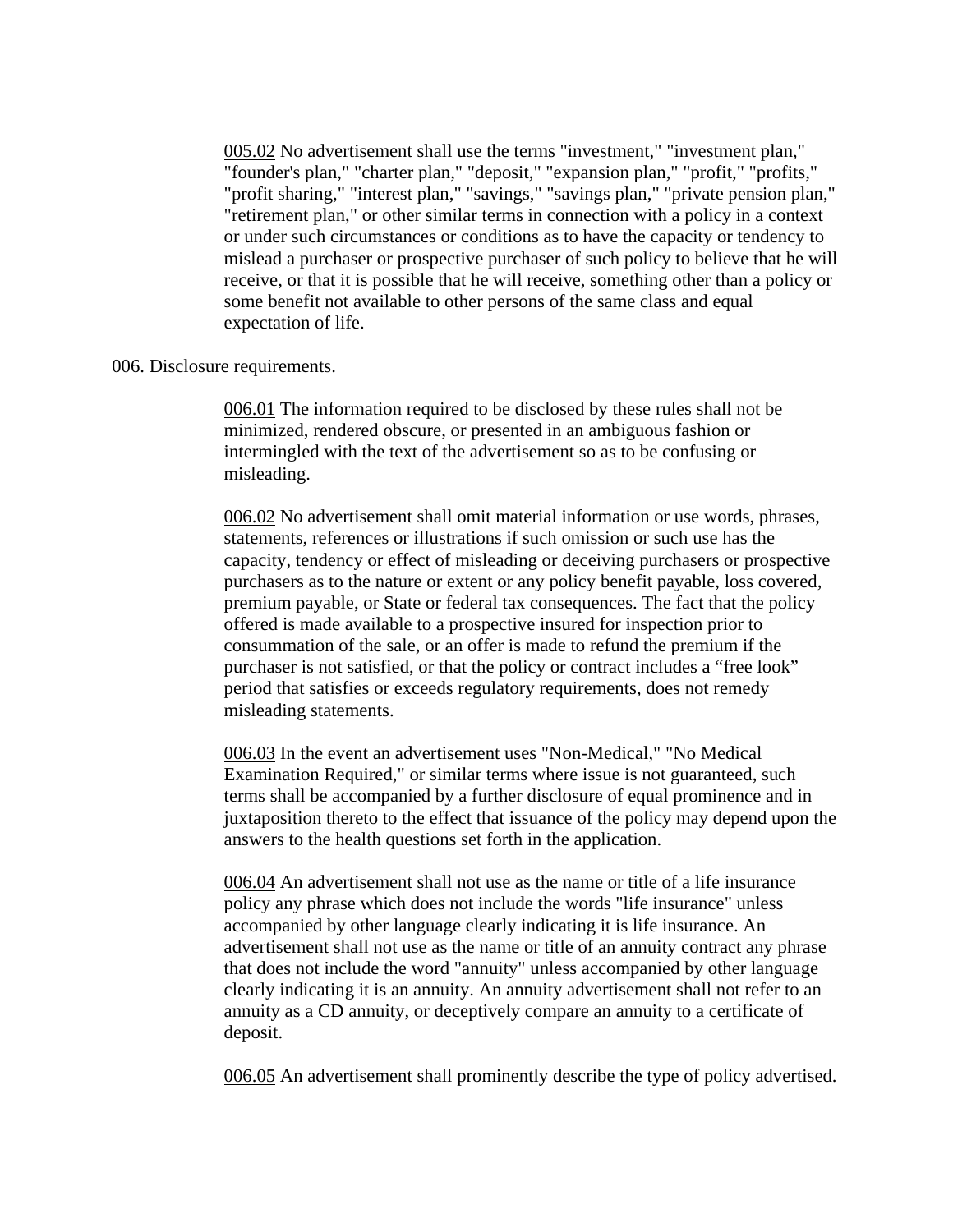005.02 No advertisement shall use the terms "investment," "investment plan," "founder's plan," "charter plan," "deposit," "expansion plan," "profit," "profits," "profit sharing," "interest plan," "savings," "savings plan," "private pension plan," "retirement plan," or other similar terms in connection with a policy in a context or under such circumstances or conditions as to have the capacity or tendency to mislead a purchaser or prospective purchaser of such policy to believe that he will receive, or that it is possible that he will receive, something other than a policy or some benefit not available to other persons of the same class and equal expectation of life.

006. Disclosure requirements.

006.01 The information required to be disclosed by these rules shall not be minimized, rendered obscure, or presented in an ambiguous fashion or intermingled with the text of the advertisement so as to be confusing or misleading.

006.02 No advertisement shall omit material information or use words, phrases, statements, references or illustrations if such omission or such use has the capacity, tendency or effect of misleading or deceiving purchasers or prospective purchasers as to the nature or extent or any policy benefit payable, loss covered, premium payable, or State or federal tax consequences. The fact that the policy offered is made available to a prospective insured for inspection prior to consummation of the sale, or an offer is made to refund the premium if the purchaser is not satisfied, or that the policy or contract includes a "free look" period that satisfies or exceeds regulatory requirements, does not remedy misleading statements.

006.03 In the event an advertisement uses "Non-Medical," "No Medical Examination Required," or similar terms where issue is not guaranteed, such terms shall be accompanied by a further disclosure of equal prominence and in juxtaposition thereto to the effect that issuance of the policy may depend upon the answers to the health questions set forth in the application.

006.04 An advertisement shall not use as the name or title of a life insurance policy any phrase which does not include the words "life insurance" unless accompanied by other language clearly indicating it is life insurance. An advertisement shall not use as the name or title of an annuity contract any phrase that does not include the word "annuity" unless accompanied by other language clearly indicating it is an annuity. An annuity advertisement shall not refer to an annuity as a CD annuity, or deceptively compare an annuity to a certificate of deposit.

006.05 An advertisement shall prominently describe the type of policy advertised.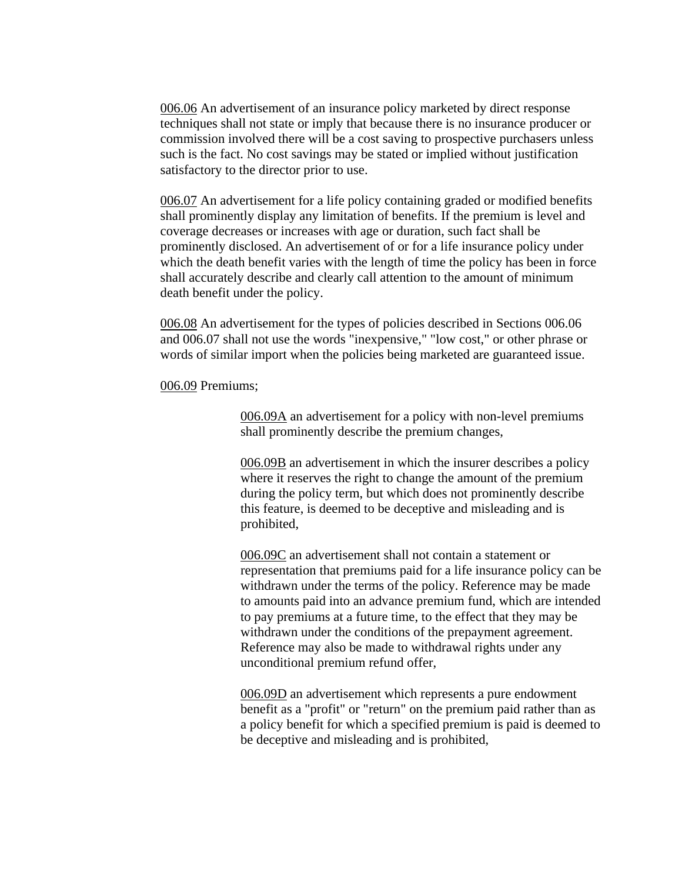006.06 An advertisement of an insurance policy marketed by direct response techniques shall not state or imply that because there is no insurance producer or commission involved there will be a cost saving to prospective purchasers unless such is the fact. No cost savings may be stated or implied without justification satisfactory to the director prior to use.

006.07 An advertisement for a life policy containing graded or modified benefits shall prominently display any limitation of benefits. If the premium is level and coverage decreases or increases with age or duration, such fact shall be prominently disclosed. An advertisement of or for a life insurance policy under which the death benefit varies with the length of time the policy has been in force shall accurately describe and clearly call attention to the amount of minimum death benefit under the policy.

006.08 An advertisement for the types of policies described in Sections 006.06 and 006.07 shall not use the words "inexpensive," "low cost," or other phrase or words of similar import when the policies being marketed are guaranteed issue.

006.09 Premiums;

006.09A an advertisement for a policy with non-level premiums shall prominently describe the premium changes,

006.09B an advertisement in which the insurer describes a policy where it reserves the right to change the amount of the premium during the policy term, but which does not prominently describe this feature, is deemed to be deceptive and misleading and is prohibited,

006.09C an advertisement shall not contain a statement or representation that premiums paid for a life insurance policy can be withdrawn under the terms of the policy. Reference may be made to amounts paid into an advance premium fund, which are intended to pay premiums at a future time, to the effect that they may be withdrawn under the conditions of the prepayment agreement. Reference may also be made to withdrawal rights under any unconditional premium refund offer,

006.09D an advertisement which represents a pure endowment benefit as a "profit" or "return" on the premium paid rather than as a policy benefit for which a specified premium is paid is deemed to be deceptive and misleading and is prohibited,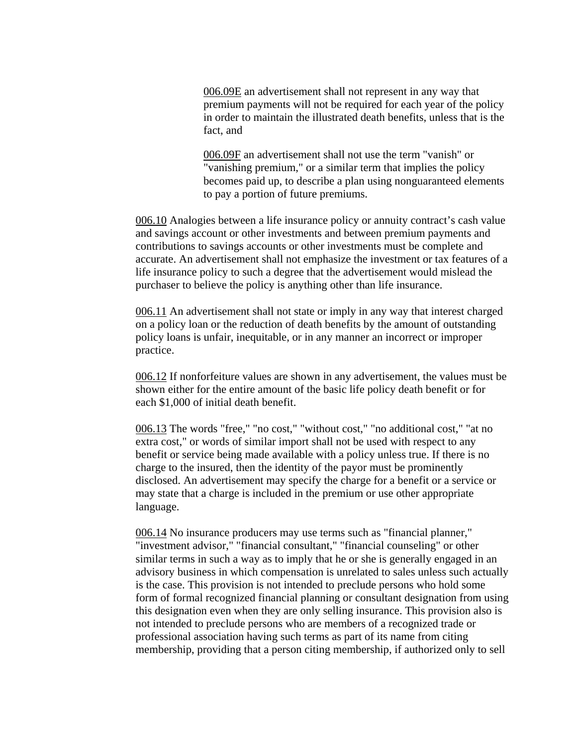006.09E an advertisement shall not represent in any way that premium payments will not be required for each year of the policy in order to maintain the illustrated death benefits, unless that is the fact, and

006.09F an advertisement shall not use the term "vanish" or "vanishing premium," or a similar term that implies the policy becomes paid up, to describe a plan using nonguaranteed elements to pay a portion of future premiums.

006.10 Analogies between a life insurance policy or annuity contract's cash value and savings account or other investments and between premium payments and contributions to savings accounts or other investments must be complete and accurate. An advertisement shall not emphasize the investment or tax features of a life insurance policy to such a degree that the advertisement would mislead the purchaser to believe the policy is anything other than life insurance.

006.11 An advertisement shall not state or imply in any way that interest charged on a policy loan or the reduction of death benefits by the amount of outstanding policy loans is unfair, inequitable, or in any manner an incorrect or improper practice.

006.12 If nonforfeiture values are shown in any advertisement, the values must be shown either for the entire amount of the basic life policy death benefit or for each $1,000 of initial death benefit.

006.13 The words "free," "no cost," "without cost," "no additional cost," "at no extra cost," or words of similar import shall not be used with respect to any benefit or service being made available with a policy unless true. If there is no charge to the insured, then the identity of the payor must be prominently disclosed. An advertisement may specify the charge for a benefit or a service or may state that a charge is included in the premium or use other appropriate language.

006.14 No insurance producers may use terms such as "financial planner," "investment advisor," "financial consultant," "financial counseling" or other similar terms in such a way as to imply that he or she is generally engaged in an advisory business in which compensation is unrelated to sales unless such actually is the case. This provision is not intended to preclude persons who hold some form of formal recognized financial planning or consultant designation from using this designation even when they are only selling insurance. This provision also is not intended to preclude persons who are members of a recognized trade or professional association having such terms as part of its name from citing membership, providing that a person citing membership, if authorized only to sell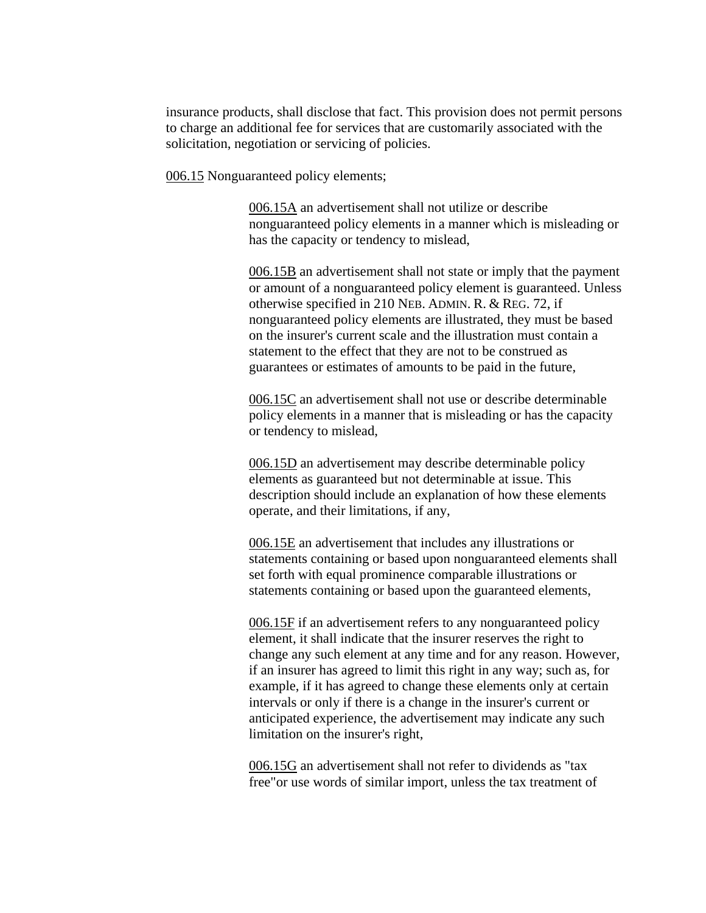insurance products, shall disclose that fact. This provision does not permit persons to charge an additional fee for services that are customarily associated with the solicitation, negotiation or servicing of policies.

006.15 Nonguaranteed policy elements;

> 006.15A an advertisement shall not utilize or describe nonguaranteed policy elements in a manner which is misleading or has the capacity or tendency to mislead,
>
> 006.15B an advertisement shall not state or imply that the payment or amount of a nonguaranteed policy element is guaranteed. Unless otherwise specified in 210 NEB. ADMIN. R. & REG. 72, if nonguaranteed policy elements are illustrated, they must be based on the insurer's current scale and the illustration must contain a statement to the effect that they are not to be construed as guarantees or estimates of amounts to be paid in the future,
>
> 006.15C an advertisement shall not use or describe determinable policy elements in a manner that is misleading or has the capacity or tendency to mislead,
>
> 006.15D an advertisement may describe determinable policy elements as guaranteed but not determinable at issue. This description should include an explanation of how these elements operate, and their limitations, if any,
>
> 006.15E an advertisement that includes any illustrations or statements containing or based upon nonguaranteed elements shall set forth with equal prominence comparable illustrations or statements containing or based upon the guaranteed elements,
>
> 006.15F if an advertisement refers to any nonguaranteed policy element, it shall indicate that the insurer reserves the right to change any such element at any time and for any reason. However, if an insurer has agreed to limit this right in any way; such as, for example, if it has agreed to change these elements only at certain intervals or only if there is a change in the insurer's current or anticipated experience, the advertisement may indicate any such limitation on the insurer's right,
>
> 006.15G an advertisement shall not refer to dividends as "tax free"or use words of similar import, unless the tax treatment of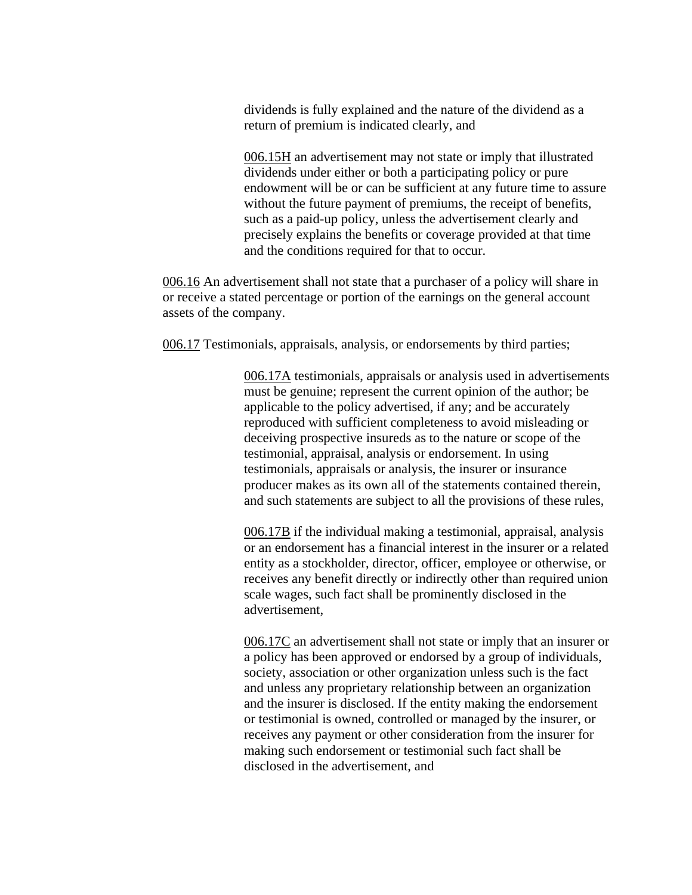dividends is fully explained and the nature of the dividend as a return of premium is indicated clearly, and

006.15H an advertisement may not state or imply that illustrated dividends under either or both a participating policy or pure endowment will be or can be sufficient at any future time to assure without the future payment of premiums, the receipt of benefits, such as a paid-up policy, unless the advertisement clearly and precisely explains the benefits or coverage provided at that time and the conditions required for that to occur.

006.16 An advertisement shall not state that a purchaser of a policy will share in or receive a stated percentage or portion of the earnings on the general account assets of the company.

006.17 Testimonials, appraisals, analysis, or endorsements by third parties;

006.17A testimonials, appraisals or analysis used in advertisements must be genuine; represent the current opinion of the author; be applicable to the policy advertised, if any; and be accurately reproduced with sufficient completeness to avoid misleading or deceiving prospective insureds as to the nature or scope of the testimonial, appraisal, analysis or endorsement. In using testimonials, appraisals or analysis, the insurer or insurance producer makes as its own all of the statements contained therein, and such statements are subject to all the provisions of these rules,

006.17B if the individual making a testimonial, appraisal, analysis or an endorsement has a financial interest in the insurer or a related entity as a stockholder, director, officer, employee or otherwise, or receives any benefit directly or indirectly other than required union scale wages, such fact shall be prominently disclosed in the advertisement,

006.17C an advertisement shall not state or imply that an insurer or a policy has been approved or endorsed by a group of individuals, society, association or other organization unless such is the fact and unless any proprietary relationship between an organization and the insurer is disclosed. If the entity making the endorsement or testimonial is owned, controlled or managed by the insurer, or receives any payment or other consideration from the insurer for making such endorsement or testimonial such fact shall be disclosed in the advertisement, and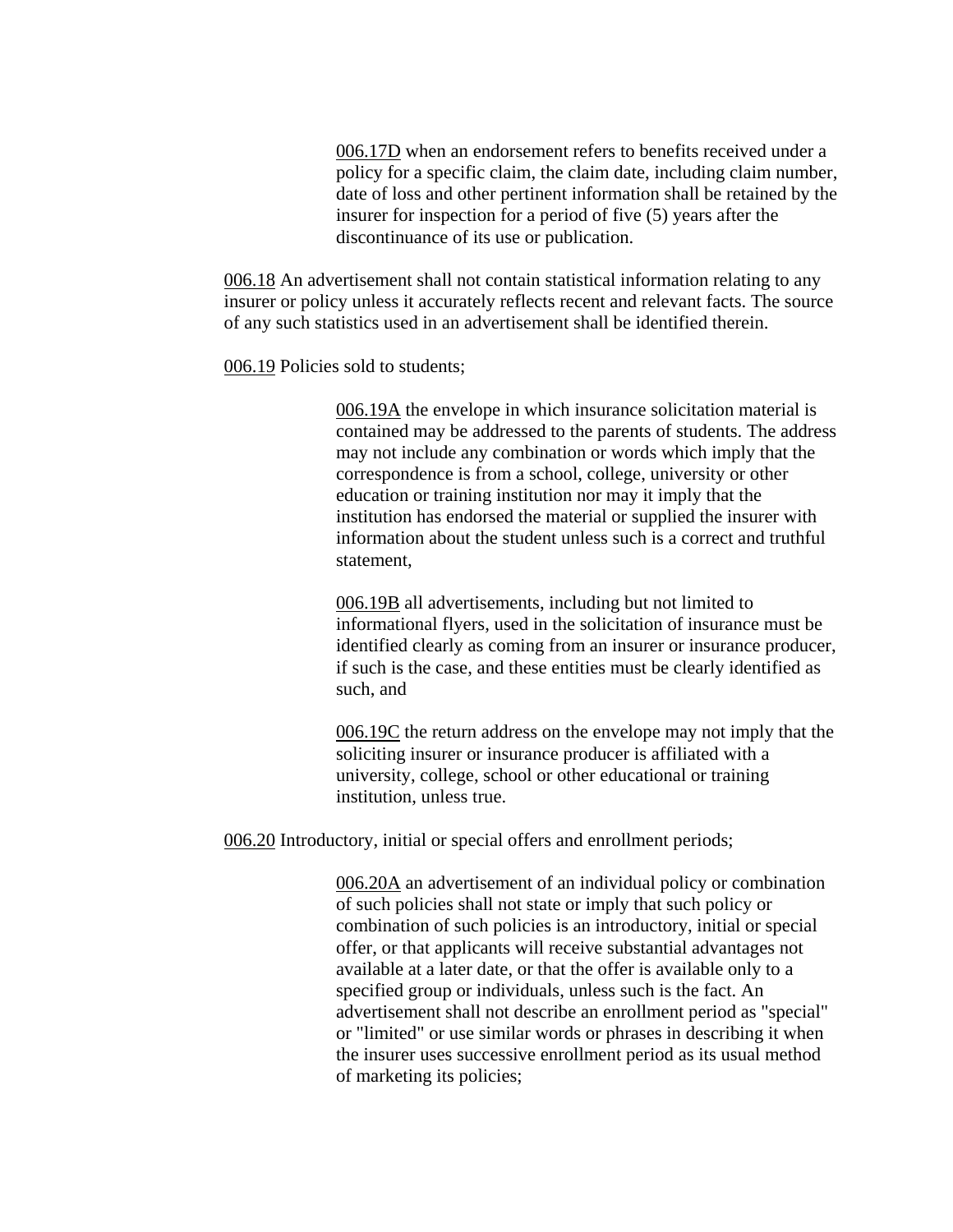006.17D when an endorsement refers to benefits received under a policy for a specific claim, the claim date, including claim number, date of loss and other pertinent information shall be retained by the insurer for inspection for a period of five (5) years after the discontinuance of its use or publication.

006.18 An advertisement shall not contain statistical information relating to any insurer or policy unless it accurately reflects recent and relevant facts. The source of any such statistics used in an advertisement shall be identified therein.

006.19 Policies sold to students;

006.19A the envelope in which insurance solicitation material is contained may be addressed to the parents of students. The address may not include any combination or words which imply that the correspondence is from a school, college, university or other education or training institution nor may it imply that the institution has endorsed the material or supplied the insurer with information about the student unless such is a correct and truthful statement,

006.19B all advertisements, including but not limited to informational flyers, used in the solicitation of insurance must be identified clearly as coming from an insurer or insurance producer, if such is the case, and these entities must be clearly identified as such, and

006.19C the return address on the envelope may not imply that the soliciting insurer or insurance producer is affiliated with a university, college, school or other educational or training institution, unless true.

006.20 Introductory, initial or special offers and enrollment periods;

006.20A an advertisement of an individual policy or combination of such policies shall not state or imply that such policy or combination of such policies is an introductory, initial or special offer, or that applicants will receive substantial advantages not available at a later date, or that the offer is available only to a specified group or individuals, unless such is the fact. An advertisement shall not describe an enrollment period as "special" or "limited" or use similar words or phrases in describing it when the insurer uses successive enrollment period as its usual method of marketing its policies;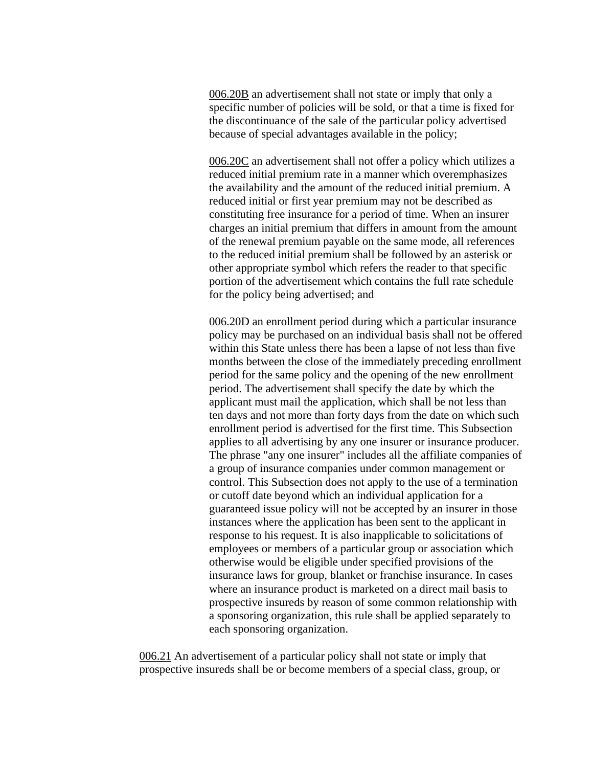<u>006.20B</u> an advertisement shall not state or imply that only a specific number of policies will be sold, or that a time is fixed for the discontinuance of the sale of the particular policy advertised because of special advantages available in the policy;

<u>006.20C</u> an advertisement shall not offer a policy which utilizes a reduced initial premium rate in a manner which overemphasizes the availability and the amount of the reduced initial premium. A reduced initial or first year premium may not be described as constituting free insurance for a period of time. When an insurer charges an initial premium that differs in amount from the amount of the renewal premium payable on the same mode, all references to the reduced initial premium shall be followed by an asterisk or other appropriate symbol which refers the reader to that specific portion of the advertisement which contains the full rate schedule for the policy being advertised; and

<u>006.20D</u> an enrollment period during which a particular insurance policy may be purchased on an individual basis shall not be offered within this State unless there has been a lapse of not less than five months between the close of the immediately preceding enrollment period for the same policy and the opening of the new enrollment period. The advertisement shall specify the date by which the applicant must mail the application, which shall be not less than ten days and not more than forty days from the date on which such enrollment period is advertised for the first time. This Subsection applies to all advertising by any one insurer or insurance producer. The phrase "any one insurer" includes all the affiliate companies of a group of insurance companies under common management or control. This Subsection does not apply to the use of a termination or cutoff date beyond which an individual application for a guaranteed issue policy will not be accepted by an insurer in those instances where the application has been sent to the applicant in response to his request. It is also inapplicable to solicitations of employees or members of a particular group or association which otherwise would be eligible under specified provisions of the insurance laws for group, blanket or franchise insurance. In cases where an insurance product is marketed on a direct mail basis to prospective insureds by reason of some common relationship with a sponsoring organization, this rule shall be applied separately to each sponsoring organization.

<u>006.21</u> An advertisement of a particular policy shall not state or imply that prospective insureds shall be or become members of a special class, group, or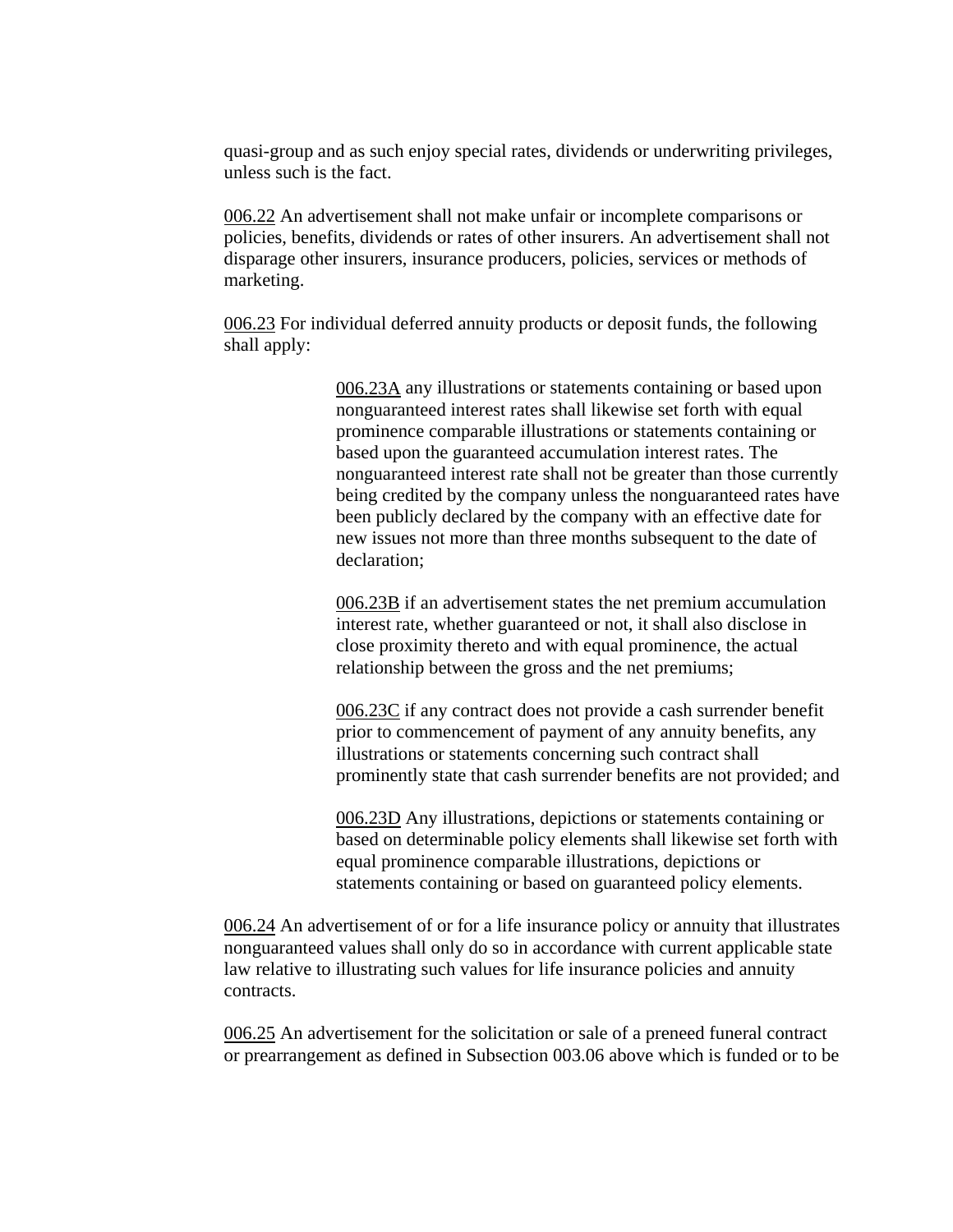quasi-group and as such enjoy special rates, dividends or underwriting privileges, unless such is the fact.

006.22 An advertisement shall not make unfair or incomplete comparisons or policies, benefits, dividends or rates of other insurers. An advertisement shall not disparage other insurers, insurance producers, policies, services or methods of marketing.

006.23 For individual deferred annuity products or deposit funds, the following shall apply:

> 006.23A any illustrations or statements containing or based upon nonguaranteed interest rates shall likewise set forth with equal prominence comparable illustrations or statements containing or based upon the guaranteed accumulation interest rates. The nonguaranteed interest rate shall not be greater than those currently being credited by the company unless the nonguaranteed rates have been publicly declared by the company with an effective date for new issues not more than three months subsequent to the date of declaration;
>
> 006.23B if an advertisement states the net premium accumulation interest rate, whether guaranteed or not, it shall also disclose in close proximity thereto and with equal prominence, the actual relationship between the gross and the net premiums;
>
> 006.23C if any contract does not provide a cash surrender benefit prior to commencement of payment of any annuity benefits, any illustrations or statements concerning such contract shall prominently state that cash surrender benefits are not provided; and
>
> 006.23D Any illustrations, depictions or statements containing or based on determinable policy elements shall likewise set forth with equal prominence comparable illustrations, depictions or statements containing or based on guaranteed policy elements.

006.24 An advertisement of or for a life insurance policy or annuity that illustrates nonguaranteed values shall only do so in accordance with current applicable state law relative to illustrating such values for life insurance policies and annuity contracts.

006.25 An advertisement for the solicitation or sale of a preneed funeral contract or prearrangement as defined in Subsection 003.06 above which is funded or to be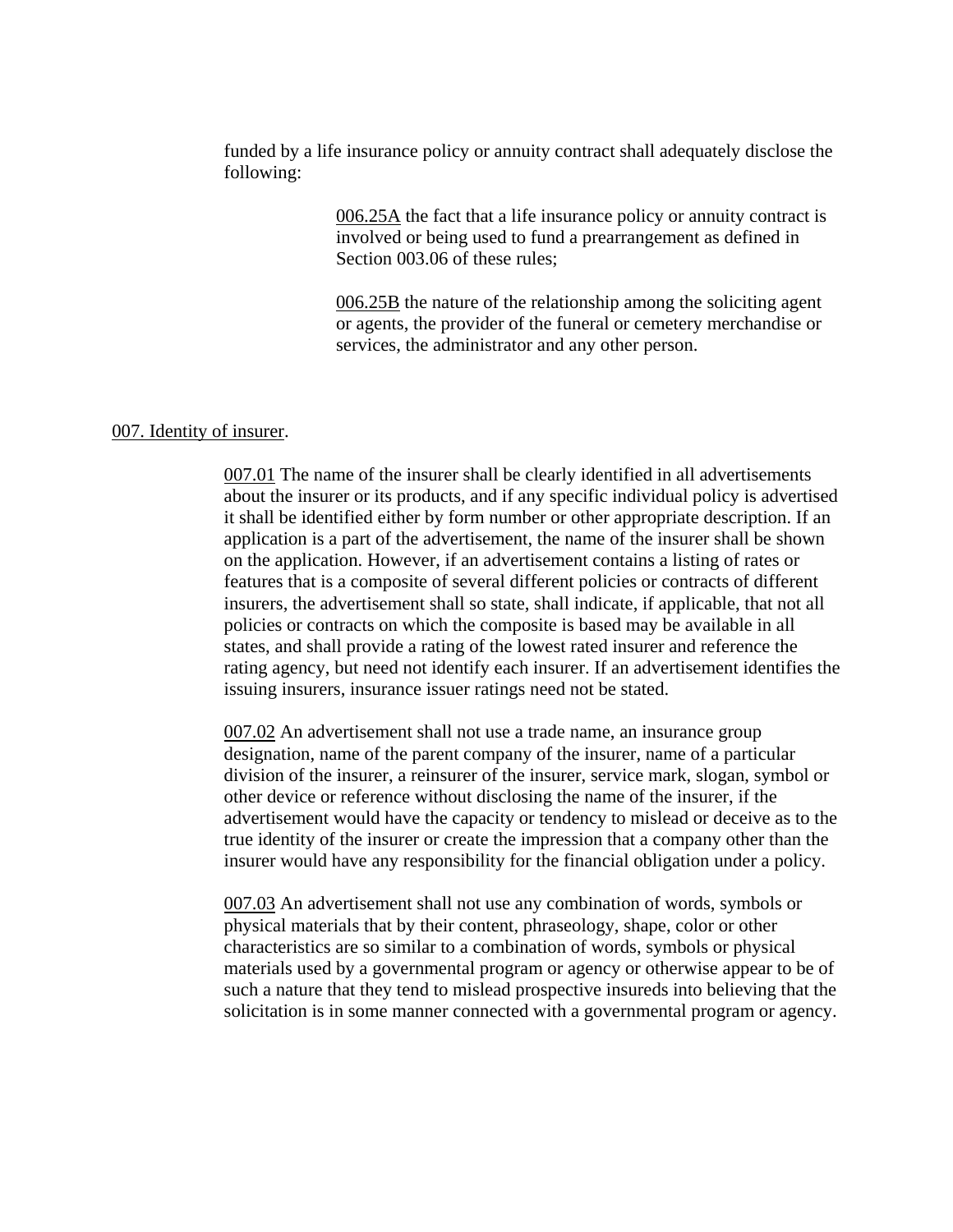funded by a life insurance policy or annuity contract shall adequately disclose the following:

> 006.25A the fact that a life insurance policy or annuity contract is involved or being used to fund a prearrangement as defined in Section 003.06 of these rules;
>
> 006.25B the nature of the relationship among the soliciting agent or agents, the provider of the funeral or cemetery merchandise or services, the administrator and any other person.

007. Identity of insurer.

007.01 The name of the insurer shall be clearly identified in all advertisements about the insurer or its products, and if any specific individual policy is advertised it shall be identified either by form number or other appropriate description. If an application is a part of the advertisement, the name of the insurer shall be shown on the application. However, if an advertisement contains a listing of rates or features that is a composite of several different policies or contracts of different insurers, the advertisement shall so state, shall indicate, if applicable, that not all policies or contracts on which the composite is based may be available in all states, and shall provide a rating of the lowest rated insurer and reference the rating agency, but need not identify each insurer. If an advertisement identifies the issuing insurers, insurance issuer ratings need not be stated.

007.02 An advertisement shall not use a trade name, an insurance group designation, name of the parent company of the insurer, name of a particular division of the insurer, a reinsurer of the insurer, service mark, slogan, symbol or other device or reference without disclosing the name of the insurer, if the advertisement would have the capacity or tendency to mislead or deceive as to the true identity of the insurer or create the impression that a company other than the insurer would have any responsibility for the financial obligation under a policy.

007.03 An advertisement shall not use any combination of words, symbols or physical materials that by their content, phraseology, shape, color or other characteristics are so similar to a combination of words, symbols or physical materials used by a governmental program or agency or otherwise appear to be of such a nature that they tend to mislead prospective insureds into believing that the solicitation is in some manner connected with a governmental program or agency.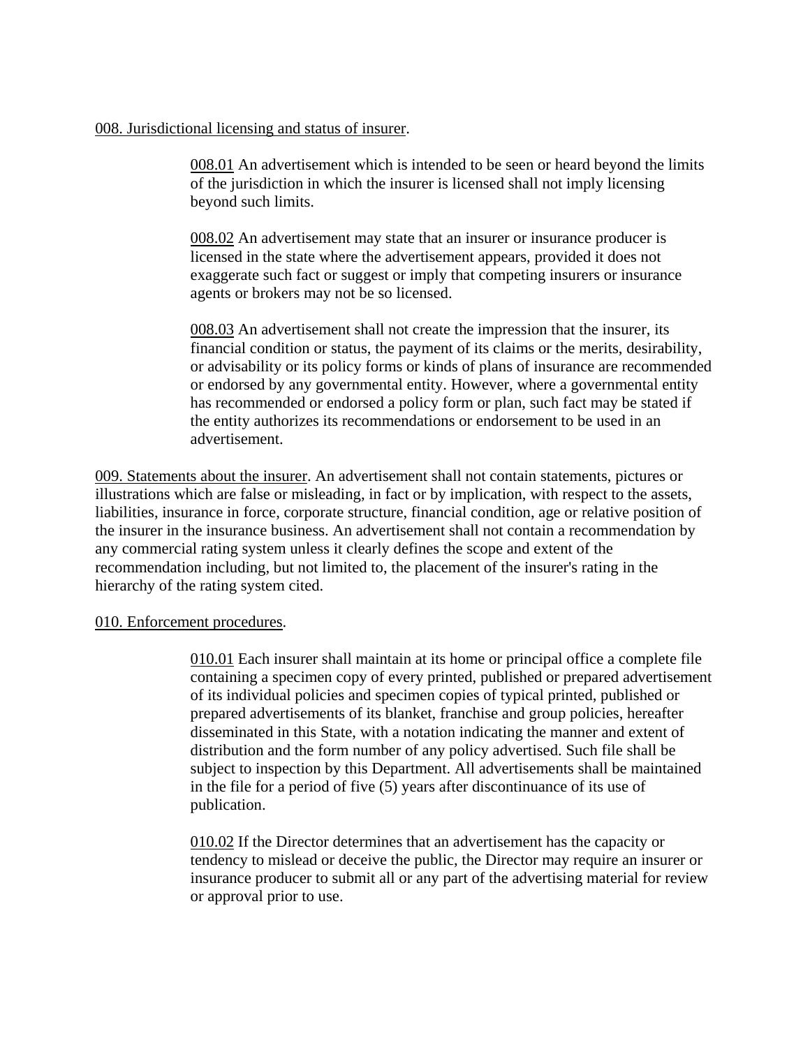008. Jurisdictional licensing and status of insurer.

008.01 An advertisement which is intended to be seen or heard beyond the limits of the jurisdiction in which the insurer is licensed shall not imply licensing beyond such limits.

008.02 An advertisement may state that an insurer or insurance producer is licensed in the state where the advertisement appears, provided it does not exaggerate such fact or suggest or imply that competing insurers or insurance agents or brokers may not be so licensed.

008.03 An advertisement shall not create the impression that the insurer, its financial condition or status, the payment of its claims or the merits, desirability, or advisability or its policy forms or kinds of plans of insurance are recommended or endorsed by any governmental entity. However, where a governmental entity has recommended or endorsed a policy form or plan, such fact may be stated if the entity authorizes its recommendations or endorsement to be used in an advertisement.

009. Statements about the insurer. An advertisement shall not contain statements, pictures or illustrations which are false or misleading, in fact or by implication, with respect to the assets, liabilities, insurance in force, corporate structure, financial condition, age or relative position of the insurer in the insurance business. An advertisement shall not contain a recommendation by any commercial rating system unless it clearly defines the scope and extent of the recommendation including, but not limited to, the placement of the insurer's rating in the hierarchy of the rating system cited.

010. Enforcement procedures.

010.01 Each insurer shall maintain at its home or principal office a complete file containing a specimen copy of every printed, published or prepared advertisement of its individual policies and specimen copies of typical printed, published or prepared advertisements of its blanket, franchise and group policies, hereafter disseminated in this State, with a notation indicating the manner and extent of distribution and the form number of any policy advertised. Such file shall be subject to inspection by this Department. All advertisements shall be maintained in the file for a period of five (5) years after discontinuance of its use of publication.

010.02 If the Director determines that an advertisement has the capacity or tendency to mislead or deceive the public, the Director may require an insurer or insurance producer to submit all or any part of the advertising material for review or approval prior to use.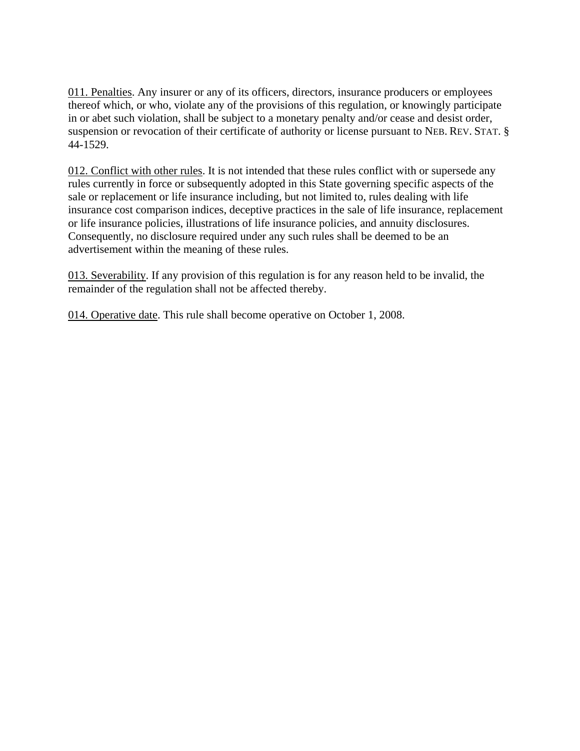011. Penalties. Any insurer or any of its officers, directors, insurance producers or employees thereof which, or who, violate any of the provisions of this regulation, or knowingly participate in or abet such violation, shall be subject to a monetary penalty and/or cease and desist order, suspension or revocation of their certificate of authority or license pursuant to NEB. REV. STAT. § 44-1529.

012. Conflict with other rules. It is not intended that these rules conflict with or supersede any rules currently in force or subsequently adopted in this State governing specific aspects of the sale or replacement or life insurance including, but not limited to, rules dealing with life insurance cost comparison indices, deceptive practices in the sale of life insurance, replacement or life insurance policies, illustrations of life insurance policies, and annuity disclosures. Consequently, no disclosure required under any such rules shall be deemed to be an advertisement within the meaning of these rules.

013. Severability. If any provision of this regulation is for any reason held to be invalid, the remainder of the regulation shall not be affected thereby.

014. Operative date. This rule shall become operative on October 1, 2008.